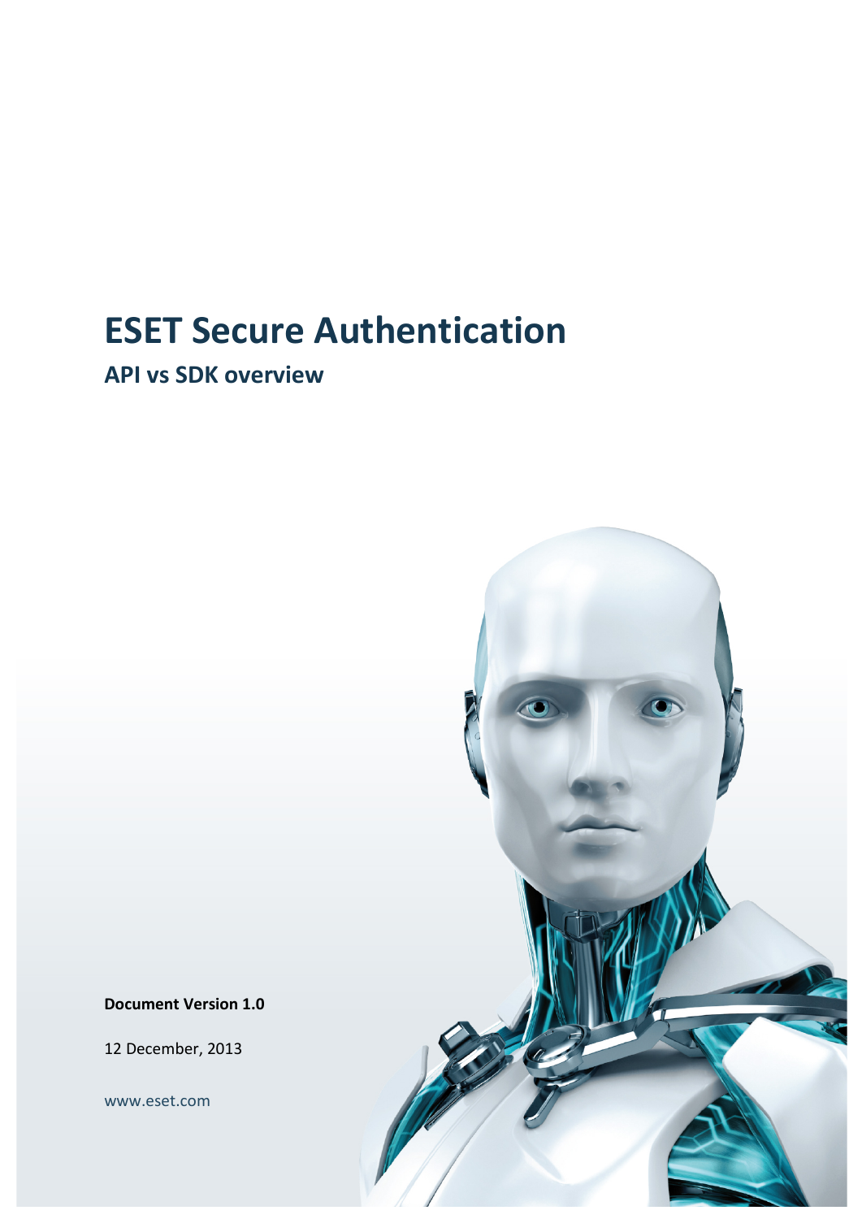# ESET Secure Authentication

## API vs SDK overview

**Document Version 1.0**

12 December, 2013

www.eset.com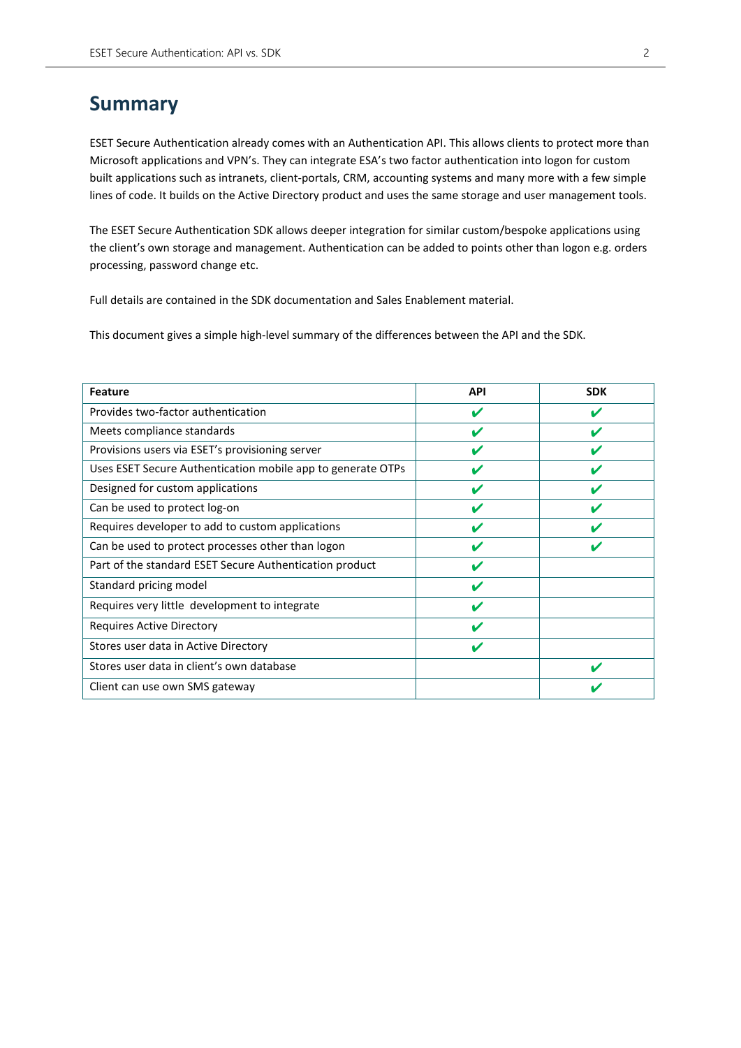# Summary

ESET Secure Authentication already comes with an Authentication API. This allows clients to protect more than Microsoft applications and VPN's. They can integrate ESA's two factor authentication into logon for custom built applications such as intranets, client-portals, CRM, accounting systems and many more with a few simple lines of code. It builds on the Active Directory product and uses the same storage and user management tools.

The ESET Secure Authentication SDK allows deeper integration for similar custom/bespoke applications using the client's own storage and management. Authentication can be added to points other than logon e.g. orders processing, password change etc.

Full details are contained in the SDK documentation and Sales Enablement material.

This document gives a simple high-level summary of the differences between the API and the SDK.

| Feature | API | SDK |
|---|---|---|
| Provides two-factor authentication | ✔ | ✔ |
| Meets compliance standards | ✔ | ✔ |
| Provisions users via ESET's provisioning server | ✔ | ✔ |
| Uses ESET Secure Authentication mobile app to generate OTPs | ✔ | ✔ |
| Designed for custom applications | ✔ | ✔ |
| Can be used to protect log-on | ✔ | ✔ |
| Requires developer to add to custom applications | ✔ | ✔ |
| Can be used to protect processes other than logon | ✔ | ✔ |
| Part of the standard ESET Secure Authentication product | ✔ | |
| Standard pricing model | ✔ | |
| Requires very little development to integrate | ✔ | |
| Requires Active Directory | ✔ | |
| Stores user data in Active Directory | ✔ | |
| Stores user data in client's own database | | ✔ |
| Client can use own SMS gateway | | ✔ |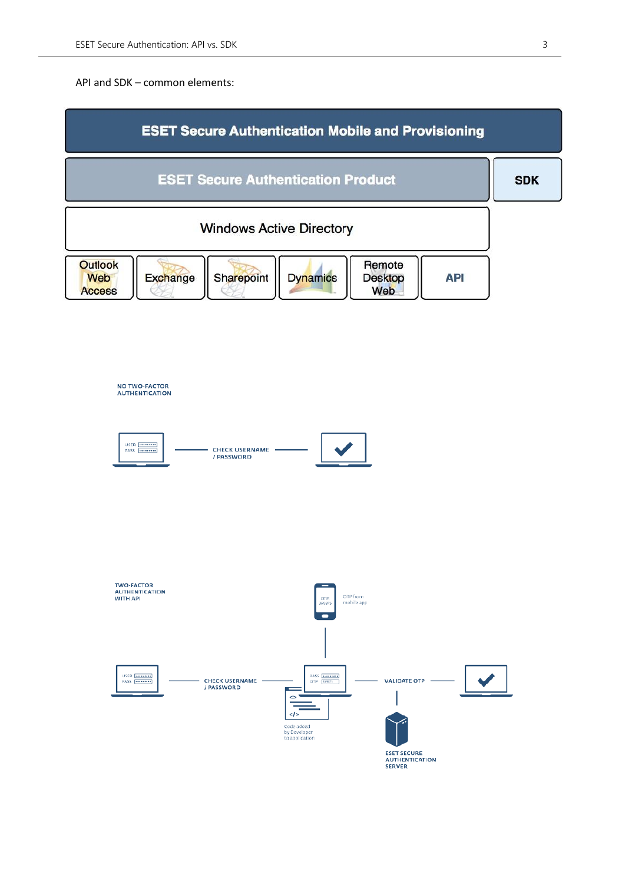API and SDK – common elements:

| ESET Secure Authentication Mobile and Provisioning | | | | | | |
|---|---|---|---|---|---|---|
| ESET Secure Authentication Product | | | | | | SDK |
| Windows Active Directory | | | | | | |
| Outlook Web Access | Exchange | Sharepoint | Dynamics | Remote Desktop Web | API | |

NO TWO-FACTOR AUTHENTICATION

USER / PASS — CHECK USERNAME / PASSWORD — ✔

TWO-FACTOR AUTHENTICATION WITH API

OTP: 369875 — OTP from mobile app

USER / PASS — CHECK USERNAME / PASSWORD — PASS / OTP 369875 — VALIDATE OTP — ✔

Code added by Developer to application

ESET SECURE AUTHENTICATION SERVER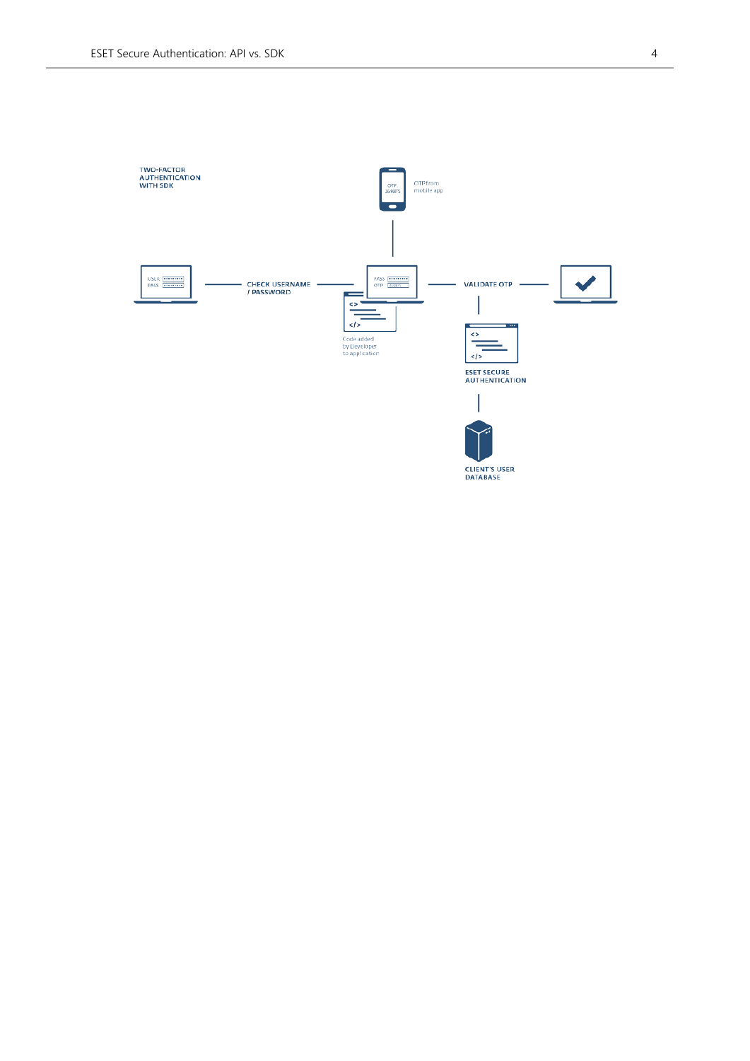TWO-FACTOR AUTHENTICATION WITH SDK

OTP 359875

OTP from mobile app

USER

PASS

CHECK USERNAME / PASSWORD

PASS

OTP

Code added by Developer to application

VALIDATE OTP

ESET SECURE AUTHENTICATION

CLIENT'S USER DATABASE